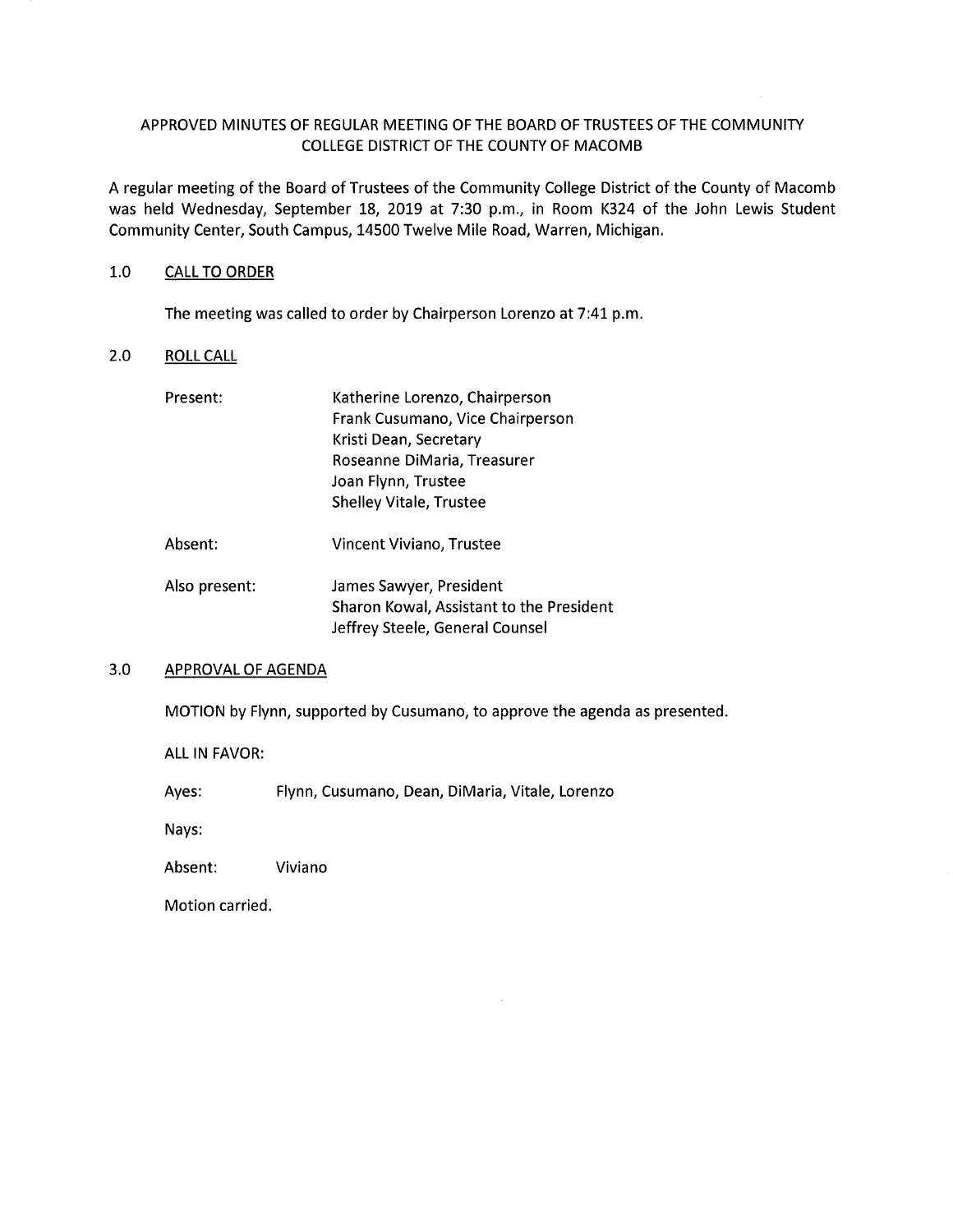# APPROVED MINUTES OF REGULAR MEETING OF THE BOARD OF TRUSTEES OF THE COMMUNITY COLLEGE DISTRICT OF THE COUNTY OF MACOMB

A regular meeting of the Board of Trustees of the Community College District of the County of Macomb was held Wednesday, September 18, 2019 at 7:30 p.m., in Room K324 of the John Lewis Student Community Center, South Campus, 14500 Twelve Mile Road, Warren, Michigan.

## 1.0 CALL TO ORDER

The meeting was called to order by Chairperson Lorenzo at 7:41 p.m.

## 2.0 ROLL CALL

Present:
- Katherine Lorenzo, Chairperson
- Frank Cusumano, Vice Chairperson
- Kristi Dean, Secretary
- Roseanne DiMaria, Treasurer
- Joan Flynn, Trustee
- Shelley Vitale, Trustee

Absent:
- Vincent Viviano, Trustee

Also present:
- James Sawyer, President
- Sharon Kowal, Assistant to the President
- Jeffrey Steele, General Counsel

## 3.0 APPROVAL OF AGENDA

MOTION by Flynn, supported by Cusumano, to approve the agenda as presented.

ALL IN FAVOR:

Ayes: Flynn, Cusumano, Dean, DiMaria, Vitale, Lorenzo

Nays:

Absent: Viviano

Motion carried.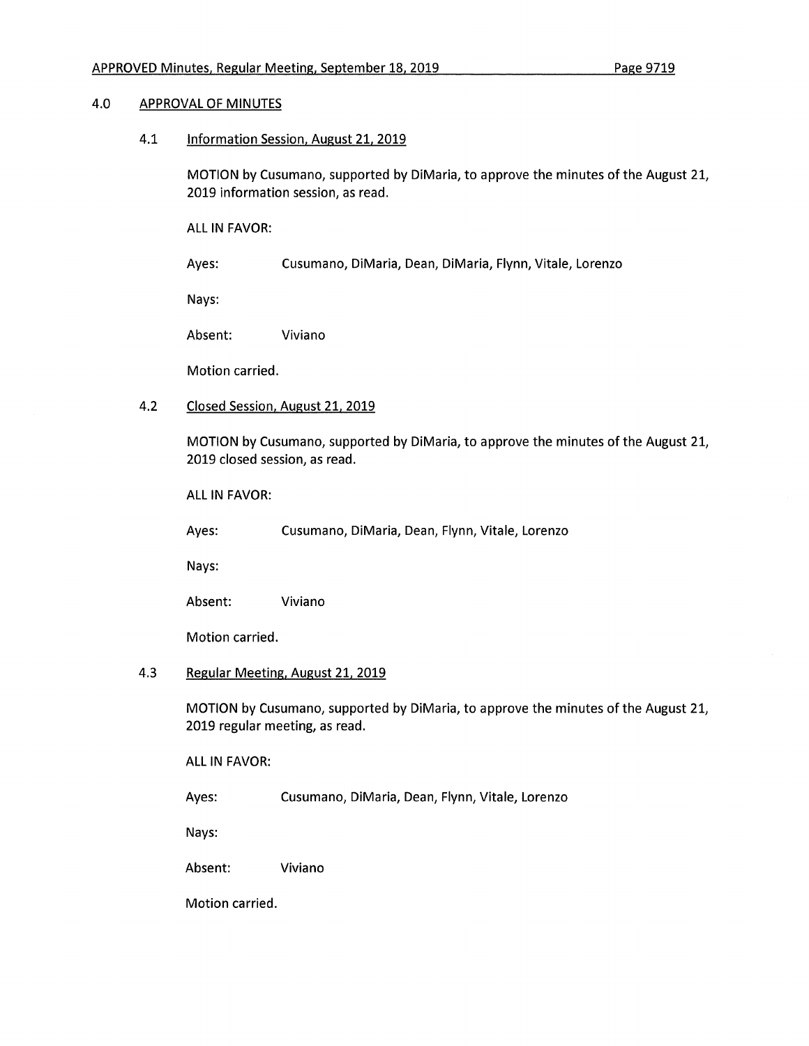## 4.0 APPROVAL OF MINUTES

### 4.1 Information Session, August 21, 2019

MOTION by Cusumano, supported by DiMaria, to approve the minutes of the August 21, 2019 information session, as read.

ALL IN FAVOR:

Ayes: Cusumano, DiMaria, Dean, DiMaria, Flynn, Vitale, Lorenzo

Nays:

Absent: Viviano

Motion carried.

### 4.2 Closed Session, August 21, 2019

MOTION by Cusumano, supported by DiMaria, to approve the minutes of the August 21, 2019 closed session, as read.

ALL IN FAVOR:

Ayes: Cusumano, DiMaria, Dean, Flynn, Vitale, Lorenzo

Nays:

Absent: Viviano

Motion carried.

### 4.3 Regular Meeting, August 21, 2019

MOTION by Cusumano, supported by DiMaria, to approve the minutes of the August 21, 2019 regular meeting, as read.

ALL IN FAVOR:

Ayes: Cusumano, DiMaria, Dean, Flynn, Vitale, Lorenzo

Nays:

Absent: Viviano

Motion carried.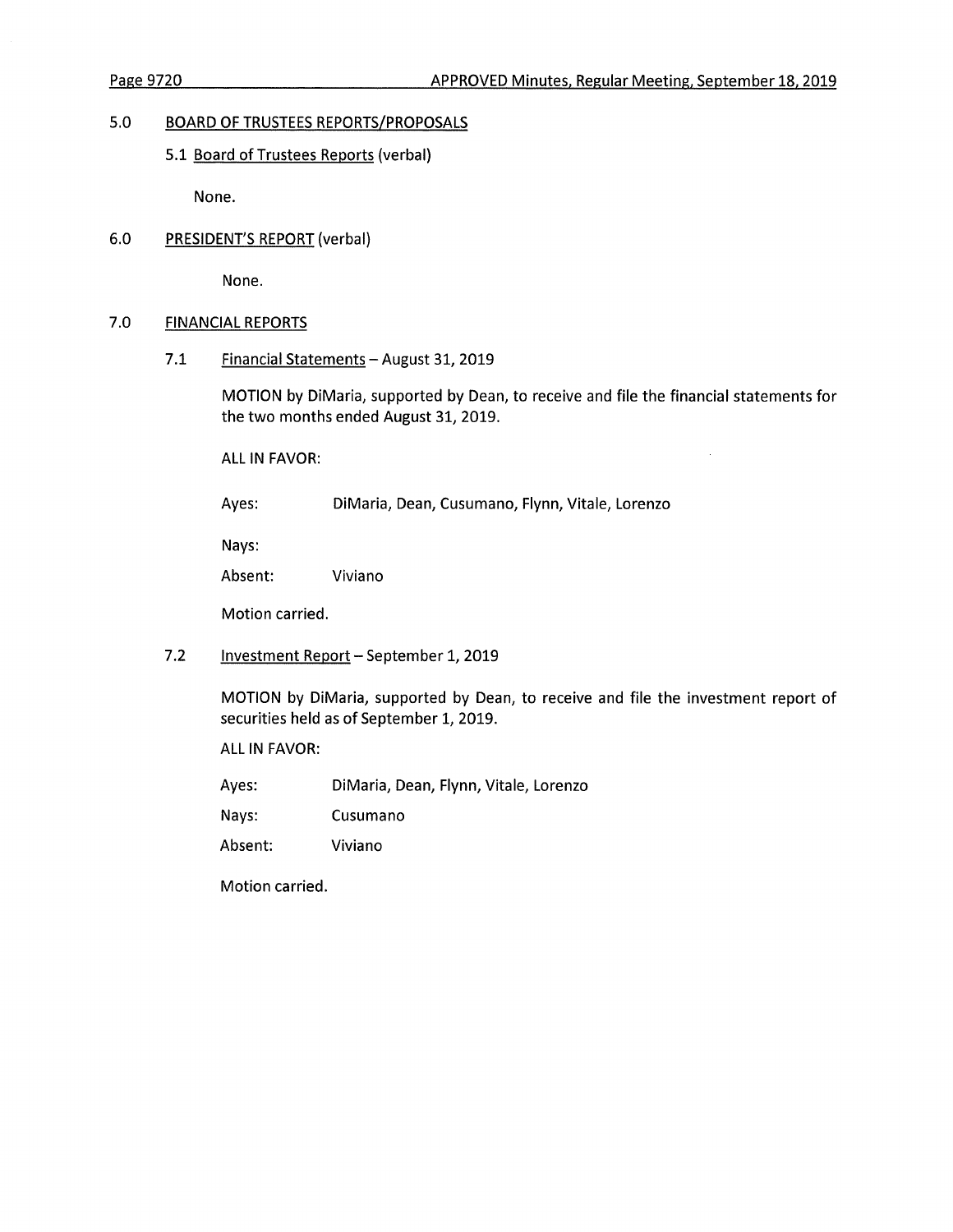## 5.0 BOARD OF TRUSTEES REPORTS/PROPOSALS

### 5.1 Board of Trustees Reports (verbal)

None.

## 6.0 PRESIDENT'S REPORT (verbal)

None.

## 7.0 FINANCIAL REPORTS

### 7.1 Financial Statements – August 31, 2019

MOTION by DiMaria, supported by Dean, to receive and file the financial statements for the two months ended August 31, 2019.

ALL IN FAVOR:

Ayes: DiMaria, Dean, Cusumano, Flynn, Vitale, Lorenzo

Nays:

Absent: Viviano

Motion carried.

### 7.2 Investment Report – September 1, 2019

MOTION by DiMaria, supported by Dean, to receive and file the investment report of securities held as of September 1, 2019.

ALL IN FAVOR:

Ayes: DiMaria, Dean, Flynn, Vitale, Lorenzo

Nays: Cusumano

Absent: Viviano

Motion carried.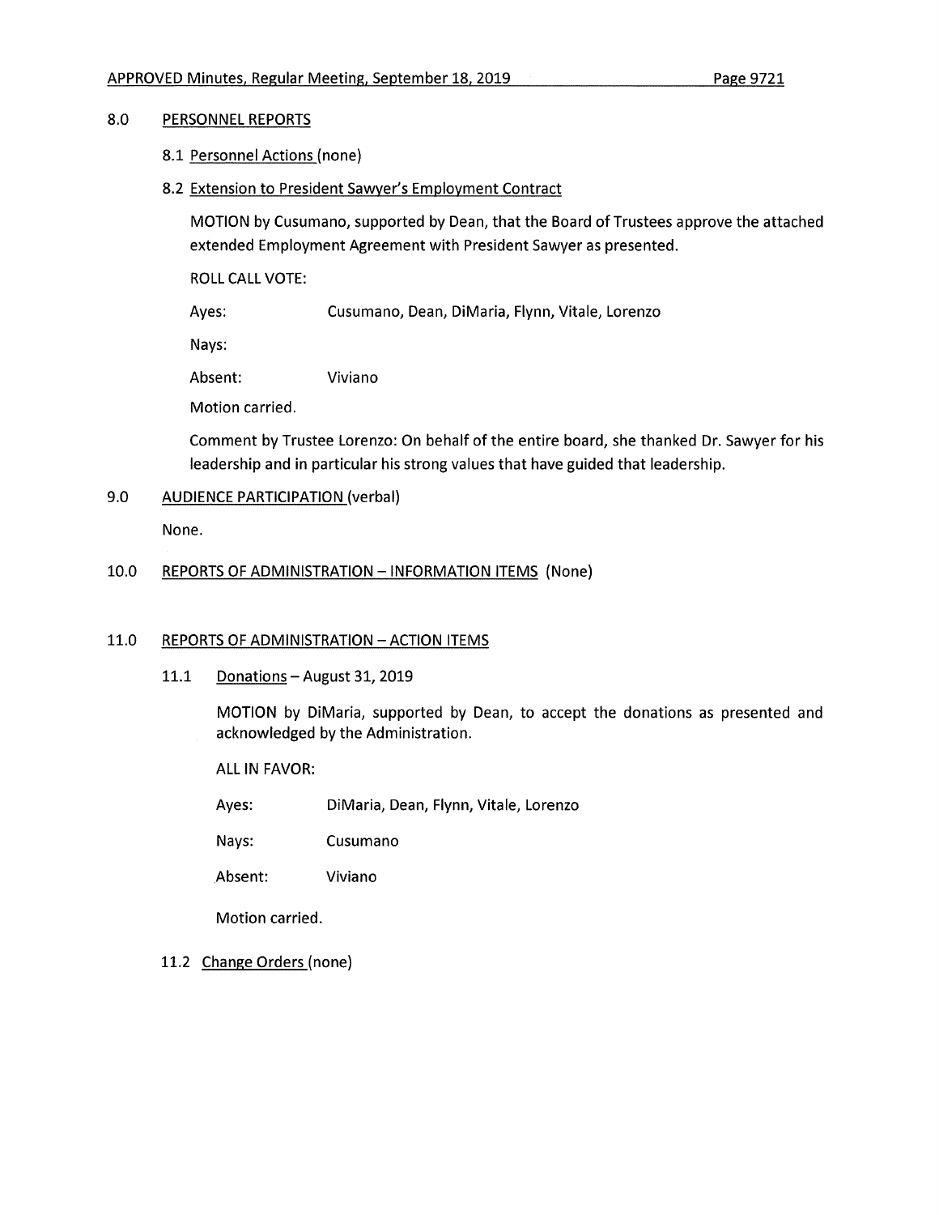## 8.0 PERSONNEL REPORTS

### 8.1 Personnel Actions (none)

### 8.2 Extension to President Sawyer's Employment Contract

MOTION by Cusumano, supported by Dean, that the Board of Trustees approve the attached extended Employment Agreement with President Sawyer as presented.

ROLL CALL VOTE:

Ayes: Cusumano, Dean, DiMaria, Flynn, Vitale, Lorenzo

Nays:

Absent: Viviano

Motion carried.

Comment by Trustee Lorenzo: On behalf of the entire board, she thanked Dr. Sawyer for his leadership and in particular his strong values that have guided that leadership.

## 9.0 AUDIENCE PARTICIPATION (verbal)

None.

## 10.0 REPORTS OF ADMINISTRATION – INFORMATION ITEMS (None)

## 11.0 REPORTS OF ADMINISTRATION – ACTION ITEMS

### 11.1 Donations – August 31, 2019

MOTION by DiMaria, supported by Dean, to accept the donations as presented and acknowledged by the Administration.

ALL IN FAVOR:

Ayes: DiMaria, Dean, Flynn, Vitale, Lorenzo

Nays: Cusumano

Absent: Viviano

Motion carried.

### 11.2 Change Orders (none)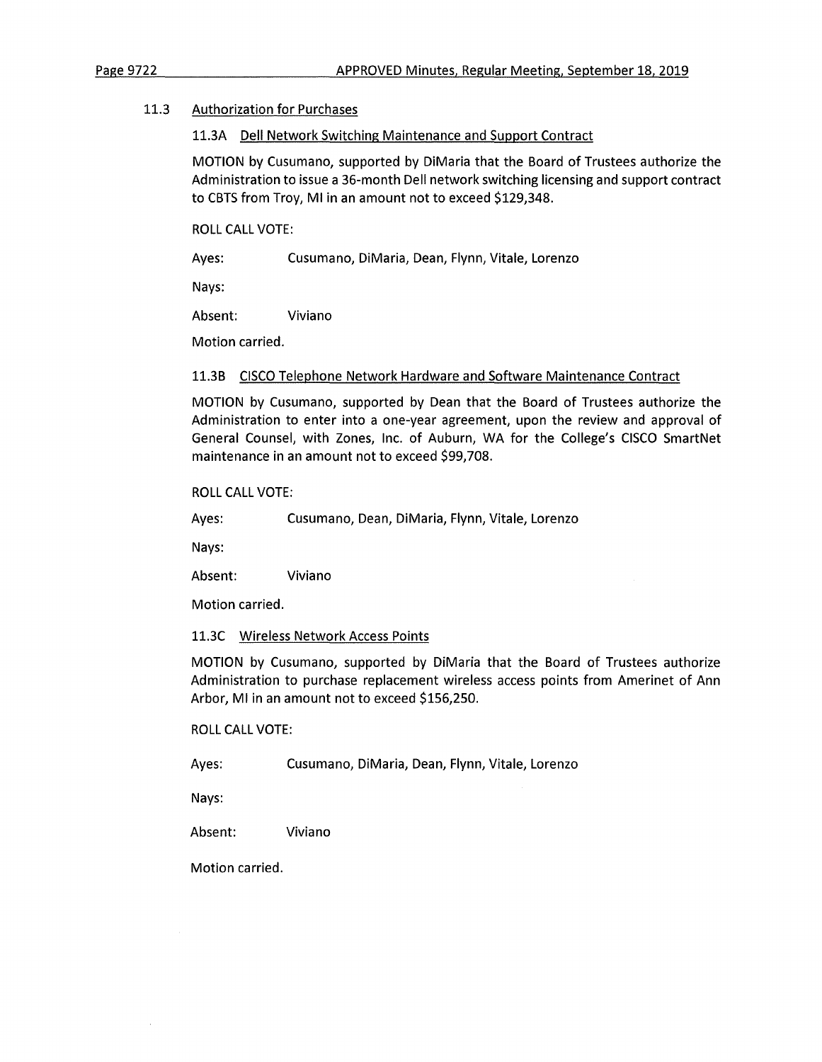### 11.3 Authorization for Purchases

#### 11.3A Dell Network Switching Maintenance and Support Contract

MOTION by Cusumano, supported by DiMaria that the Board of Trustees authorize the Administration to issue a 36-month Dell network switching licensing and support contract to CBTS from Troy, MI in an amount not to exceed $129,348.

ROLL CALL VOTE:

Ayes: Cusumano, DiMaria, Dean, Flynn, Vitale, Lorenzo

Nays:

Absent: Viviano

Motion carried.

#### 11.3B CISCO Telephone Network Hardware and Software Maintenance Contract

MOTION by Cusumano, supported by Dean that the Board of Trustees authorize the Administration to enter into a one-year agreement, upon the review and approval of General Counsel, with Zones, Inc. of Auburn, WA for the College's CISCO SmartNet maintenance in an amount not to exceed $99,708.

ROLL CALL VOTE:

Ayes: Cusumano, Dean, DiMaria, Flynn, Vitale, Lorenzo

Nays:

Absent: Viviano

Motion carried.

#### 11.3C Wireless Network Access Points

MOTION by Cusumano, supported by DiMaria that the Board of Trustees authorize Administration to purchase replacement wireless access points from Amerinet of Ann Arbor, MI in an amount not to exceed $156,250.

ROLL CALL VOTE:

Ayes: Cusumano, DiMaria, Dean, Flynn, Vitale, Lorenzo

Nays:

Absent: Viviano

Motion carried.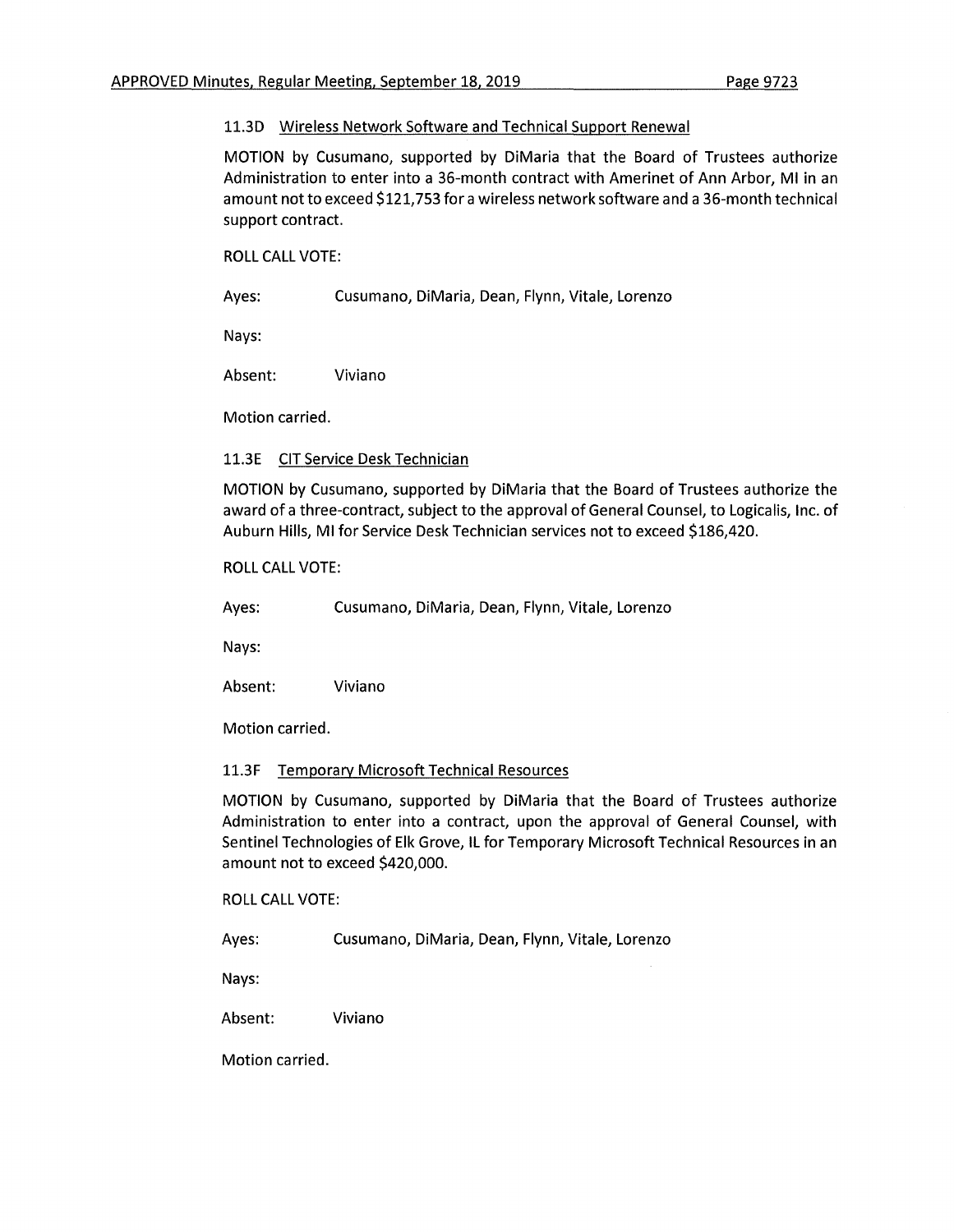### 11.3D Wireless Network Software and Technical Support Renewal

MOTION by Cusumano, supported by DiMaria that the Board of Trustees authorize Administration to enter into a 36-month contract with Amerinet of Ann Arbor, MI in an amount not to exceed $121,753 for a wireless network software and a 36-month technical support contract.

ROLL CALL VOTE:

Ayes: Cusumano, DiMaria, Dean, Flynn, Vitale, Lorenzo

Nays:

Absent: Viviano

Motion carried.

### 11.3E CIT Service Desk Technician

MOTION by Cusumano, supported by DiMaria that the Board of Trustees authorize the award of a three-contract, subject to the approval of General Counsel, to Logicalis, Inc. of Auburn Hills, MI for Service Desk Technician services not to exceed $186,420.

ROLL CALL VOTE:

Ayes: Cusumano, DiMaria, Dean, Flynn, Vitale, Lorenzo

Nays:

Absent: Viviano

Motion carried.

### 11.3F Temporary Microsoft Technical Resources

MOTION by Cusumano, supported by DiMaria that the Board of Trustees authorize Administration to enter into a contract, upon the approval of General Counsel, with Sentinel Technologies of Elk Grove, IL for Temporary Microsoft Technical Resources in an amount not to exceed $420,000.

ROLL CALL VOTE:

Ayes: Cusumano, DiMaria, Dean, Flynn, Vitale, Lorenzo

Nays:

Absent: Viviano

Motion carried.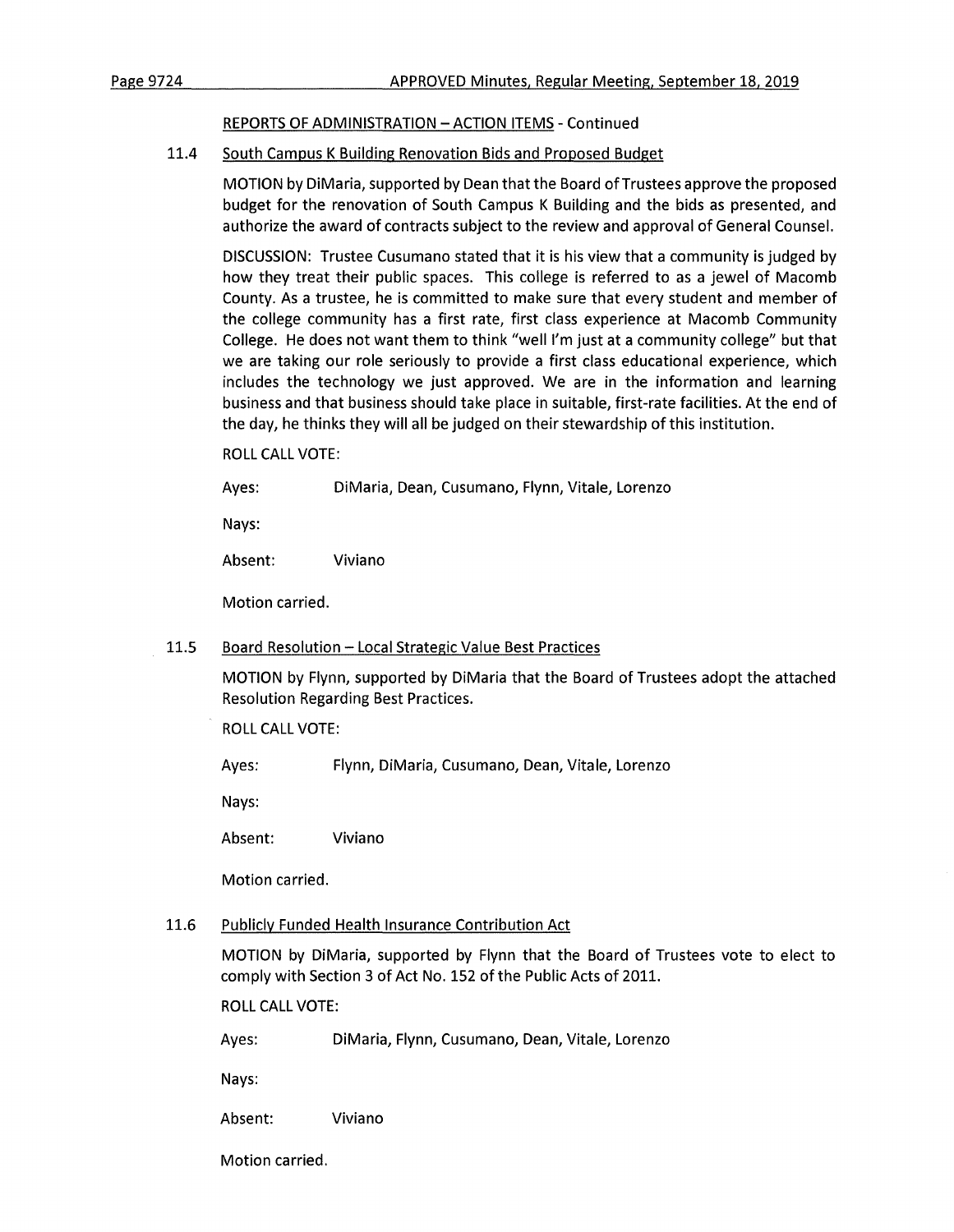REPORTS OF ADMINISTRATION – ACTION ITEMS - Continued

11.4 South Campus K Building Renovation Bids and Proposed Budget

MOTION by DiMaria, supported by Dean that the Board of Trustees approve the proposed budget for the renovation of South Campus K Building and the bids as presented, and authorize the award of contracts subject to the review and approval of General Counsel.

DISCUSSION: Trustee Cusumano stated that it is his view that a community is judged by how they treat their public spaces. This college is referred to as a jewel of Macomb County. As a trustee, he is committed to make sure that every student and member of the college community has a first rate, first class experience at Macomb Community College. He does not want them to think "well I'm just at a community college" but that we are taking our role seriously to provide a first class educational experience, which includes the technology we just approved. We are in the information and learning business and that business should take place in suitable, first-rate facilities. At the end of the day, he thinks they will all be judged on their stewardship of this institution.

ROLL CALL VOTE:

Ayes: DiMaria, Dean, Cusumano, Flynn, Vitale, Lorenzo

Nays:

Absent: Viviano

Motion carried.

11.5 Board Resolution – Local Strategic Value Best Practices

MOTION by Flynn, supported by DiMaria that the Board of Trustees adopt the attached Resolution Regarding Best Practices.

ROLL CALL VOTE:

Ayes: Flynn, DiMaria, Cusumano, Dean, Vitale, Lorenzo

Nays:

Absent: Viviano

Motion carried.

11.6 Publicly Funded Health Insurance Contribution Act

MOTION by DiMaria, supported by Flynn that the Board of Trustees vote to elect to comply with Section 3 of Act No. 152 of the Public Acts of 2011.

ROLL CALL VOTE:

Ayes: DiMaria, Flynn, Cusumano, Dean, Vitale, Lorenzo

Nays:

Absent: Viviano

Motion carried.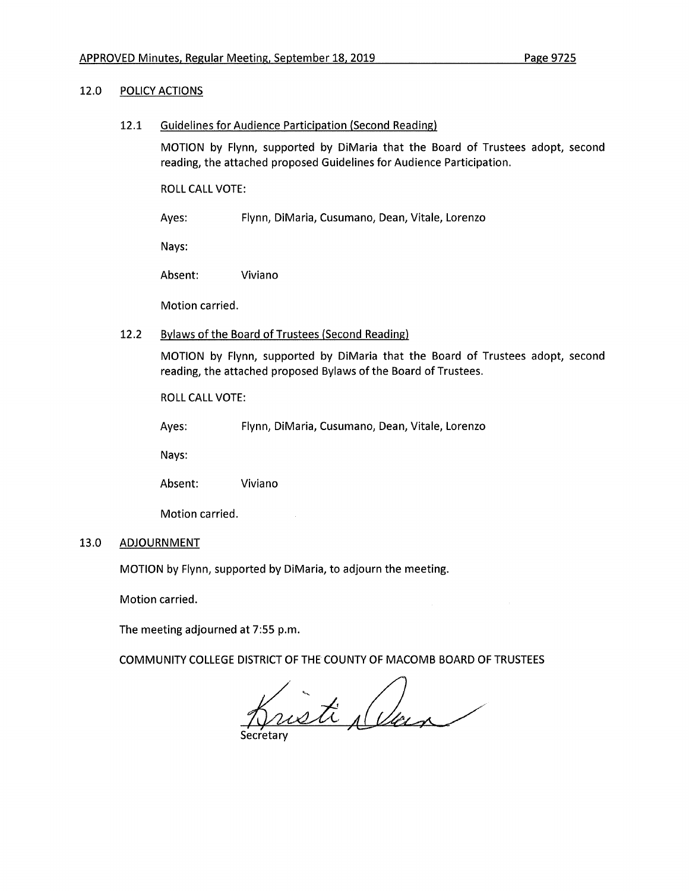## 12.0 POLICY ACTIONS

### 12.1 Guidelines for Audience Participation (Second Reading)

MOTION by Flynn, supported by DiMaria that the Board of Trustees adopt, second reading, the attached proposed Guidelines for Audience Participation.

ROLL CALL VOTE:

Ayes: Flynn, DiMaria, Cusumano, Dean, Vitale, Lorenzo

Nays:

Absent: Viviano

Motion carried.

### 12.2 Bylaws of the Board of Trustees (Second Reading)

MOTION by Flynn, supported by DiMaria that the Board of Trustees adopt, second reading, the attached proposed Bylaws of the Board of Trustees.

ROLL CALL VOTE:

Ayes: Flynn, DiMaria, Cusumano, Dean, Vitale, Lorenzo

Nays:

Absent: Viviano

Motion carried.

## 13.0 ADJOURNMENT

MOTION by Flynn, supported by DiMaria, to adjourn the meeting.

Motion carried.

The meeting adjourned at 7:55 p.m.

COMMUNITY COLLEGE DISTRICT OF THE COUNTY OF MACOMB BOARD OF TRUSTEES

Kristi Dean

Secretary